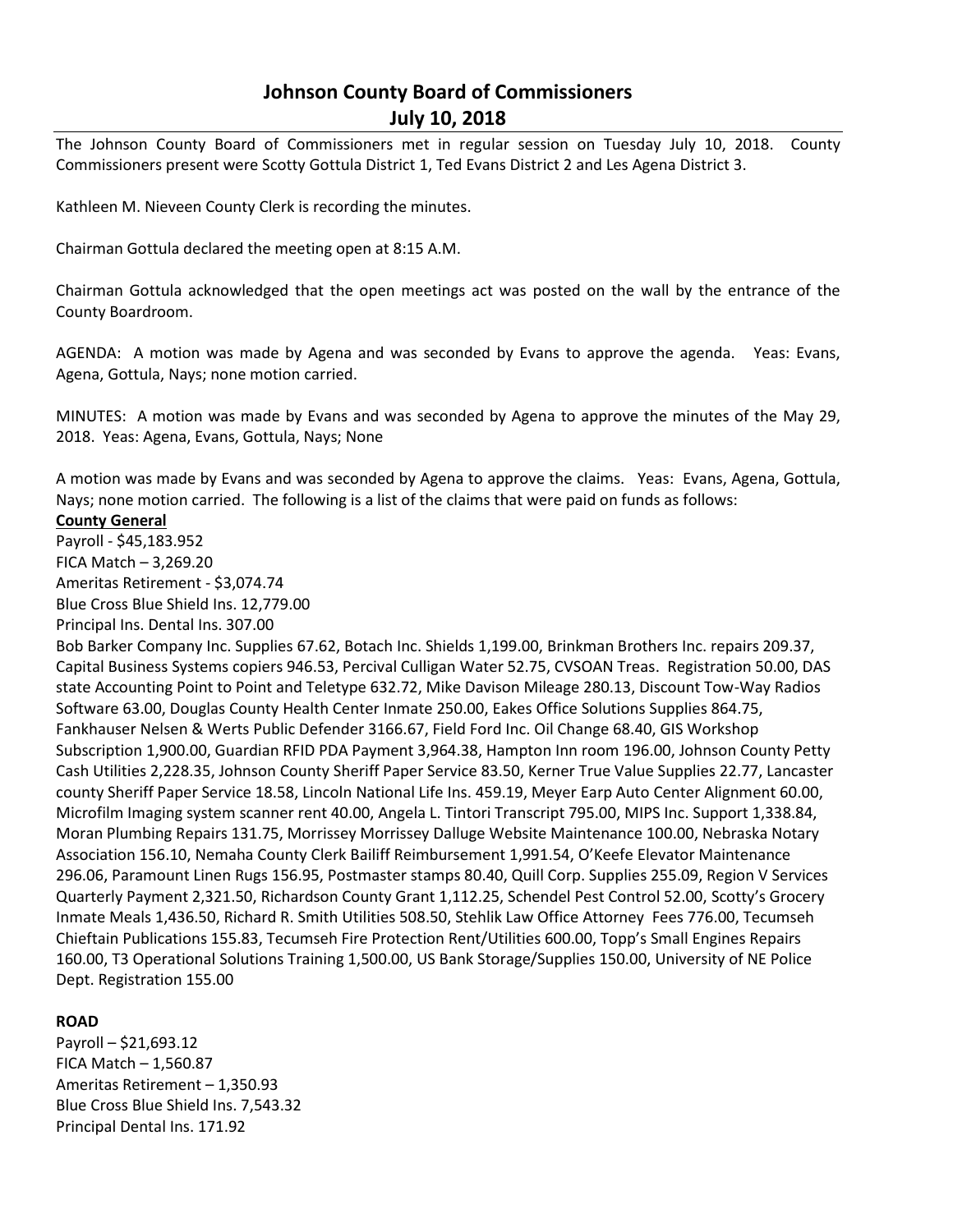# Johnson County Board of Commissioners
## July 10, 2018

The Johnson County Board of Commissioners met in regular session on Tuesday July 10, 2018. County Commissioners present were Scotty Gottula District 1, Ted Evans District 2 and Les Agena District 3.

Kathleen M. Nieveen County Clerk is recording the minutes.

Chairman Gottula declared the meeting open at 8:15 A.M.

Chairman Gottula acknowledged that the open meetings act was posted on the wall by the entrance of the County Boardroom.

AGENDA: A motion was made by Agena and was seconded by Evans to approve the agenda. Yeas: Evans, Agena, Gottula, Nays; none motion carried.

MINUTES: A motion was made by Evans and was seconded by Agena to approve the minutes of the May 29, 2018. Yeas: Agena, Evans, Gottula, Nays; None

A motion was made by Evans and was seconded by Agena to approve the claims. Yeas: Evans, Agena, Gottula, Nays; none motion carried. The following is a list of the claims that were paid on funds as follows:

**County General**

Payroll - $45,183.952
FICA Match – 3,269.20
Ameritas Retirement - $3,074.74
Blue Cross Blue Shield Ins. 12,779.00
Principal Ins. Dental Ins. 307.00
Bob Barker Company Inc. Supplies 67.62, Botach Inc. Shields 1,199.00, Brinkman Brothers Inc. repairs 209.37, Capital Business Systems copiers 946.53, Percival Culligan Water 52.75, CVSOAN Treas. Registration 50.00, DAS state Accounting Point to Point and Teletype 632.72, Mike Davison Mileage 280.13, Discount Tow-Way Radios Software 63.00, Douglas County Health Center Inmate 250.00, Eakes Office Solutions Supplies 864.75, Fankhauser Nelsen & Werts Public Defender 3166.67, Field Ford Inc. Oil Change 68.40, GIS Workshop Subscription 1,900.00, Guardian RFID PDA Payment 3,964.38, Hampton Inn room 196.00, Johnson County Petty Cash Utilities 2,228.35, Johnson County Sheriff Paper Service 83.50, Kerner True Value Supplies 22.77, Lancaster county Sheriff Paper Service 18.58, Lincoln National Life Ins. 459.19, Meyer Earp Auto Center Alignment 60.00, Microfilm Imaging system scanner rent 40.00, Angela L. Tintori Transcript 795.00, MIPS Inc. Support 1,338.84, Moran Plumbing Repairs 131.75, Morrissey Morrissey Dalluge Website Maintenance 100.00, Nebraska Notary Association 156.10, Nemaha County Clerk Bailiff Reimbursement 1,991.54, O'Keefe Elevator Maintenance 296.06, Paramount Linen Rugs 156.95, Postmaster stamps 80.40, Quill Corp. Supplies 255.09, Region V Services Quarterly Payment 2,321.50, Richardson County Grant 1,112.25, Schendel Pest Control 52.00, Scotty's Grocery Inmate Meals 1,436.50, Richard R. Smith Utilities 508.50, Stehlik Law Office Attorney Fees 776.00, Tecumseh Chieftain Publications 155.83, Tecumseh Fire Protection Rent/Utilities 600.00, Topp's Small Engines Repairs 160.00, T3 Operational Solutions Training 1,500.00, US Bank Storage/Supplies 150.00, University of NE Police Dept. Registration 155.00

**ROAD**

Payroll – $21,693.12
FICA Match – 1,560.87
Ameritas Retirement – 1,350.93
Blue Cross Blue Shield Ins. 7,543.32
Principal Dental Ins. 171.92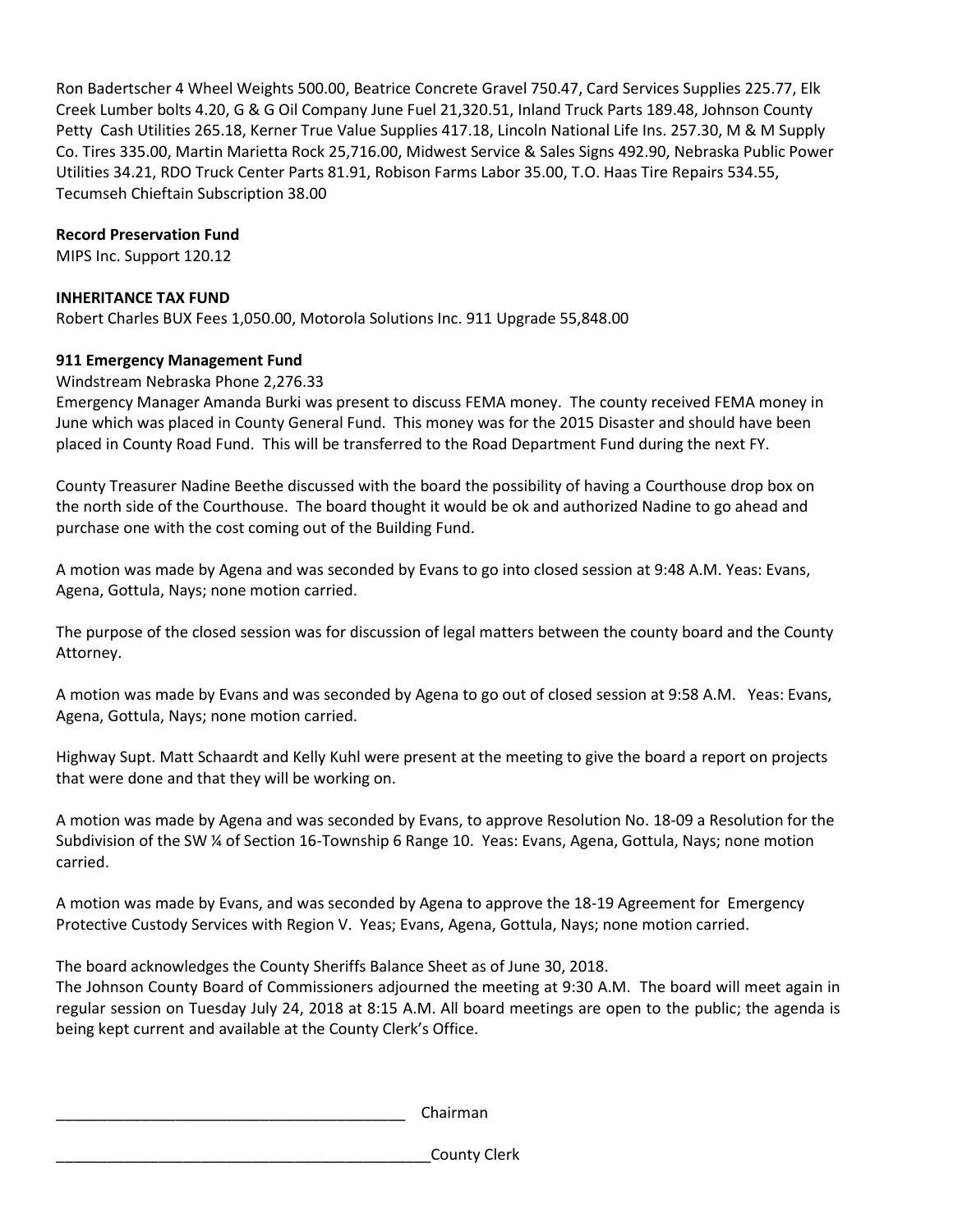Ron Badertscher 4 Wheel Weights 500.00, Beatrice Concrete Gravel 750.47, Card Services Supplies 225.77, Elk Creek Lumber bolts 4.20, G & G Oil Company June Fuel 21,320.51, Inland Truck Parts 189.48, Johnson County Petty Cash Utilities 265.18, Kerner True Value Supplies 417.18, Lincoln National Life Ins. 257.30, M & M Supply Co. Tires 335.00, Martin Marietta Rock 25,716.00, Midwest Service & Sales Signs 492.90, Nebraska Public Power Utilities 34.21, RDO Truck Center Parts 81.91, Robison Farms Labor 35.00, T.O. Haas Tire Repairs 534.55, Tecumseh Chieftain Subscription 38.00

**Record Preservation Fund**
MIPS Inc. Support 120.12

**INHERITANCE TAX FUND**
Robert Charles BUX Fees 1,050.00, Motorola Solutions Inc. 911 Upgrade 55,848.00

**911 Emergency Management Fund**
Windstream Nebraska Phone 2,276.33
Emergency Manager Amanda Burki was present to discuss FEMA money. The county received FEMA money in June which was placed in County General Fund. This money was for the 2015 Disaster and should have been placed in County Road Fund. This will be transferred to the Road Department Fund during the next FY.

County Treasurer Nadine Beethe discussed with the board the possibility of having a Courthouse drop box on the north side of the Courthouse. The board thought it would be ok and authorized Nadine to go ahead and purchase one with the cost coming out of the Building Fund.

A motion was made by Agena and was seconded by Evans to go into closed session at 9:48 A.M. Yeas: Evans, Agena, Gottula, Nays; none motion carried.

The purpose of the closed session was for discussion of legal matters between the county board and the County Attorney.

A motion was made by Evans and was seconded by Agena to go out of closed session at 9:58 A.M. Yeas: Evans, Agena, Gottula, Nays; none motion carried.

Highway Supt. Matt Schaardt and Kelly Kuhl were present at the meeting to give the board a report on projects that were done and that they will be working on.

A motion was made by Agena and was seconded by Evans, to approve Resolution No. 18-09 a Resolution for the Subdivision of the SW ¼ of Section 16-Township 6 Range 10. Yeas: Evans, Agena, Gottula, Nays; none motion carried.

A motion was made by Evans, and was seconded by Agena to approve the 18-19 Agreement for Emergency Protective Custody Services with Region V. Yeas; Evans, Agena, Gottula, Nays; none motion carried.

The board acknowledges the County Sheriffs Balance Sheet as of June 30, 2018.
The Johnson County Board of Commissioners adjourned the meeting at 9:30 A.M. The board will meet again in regular session on Tuesday July 24, 2018 at 8:15 A.M. All board meetings are open to the public; the agenda is being kept current and available at the County Clerk's Office.

\_\_\_\_\_\_\_\_\_\_\_\_\_\_\_\_\_\_\_\_\_\_\_\_\_\_\_\_\_\_\_\_\_\_\_\_\_\_\_\_ Chairman

\_\_\_\_\_\_\_\_\_\_\_\_\_\_\_\_\_\_\_\_\_\_\_\_\_\_\_\_\_\_\_\_\_\_\_\_\_\_\_\_\_\_\_County Clerk